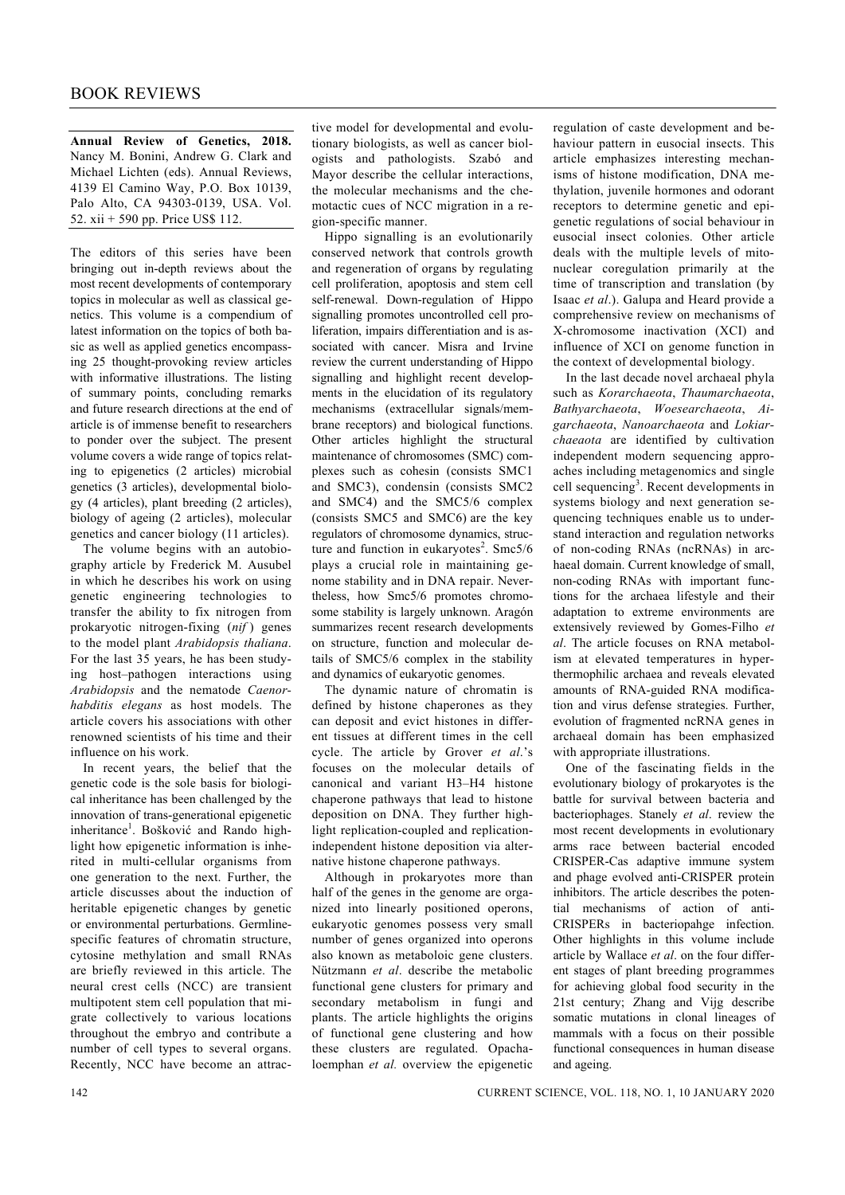# BOOK REVIEWS

**Annual Review of Genetics, 2018.** Nancy M. Bonini, Andrew G. Clark and Michael Lichten (eds). Annual Reviews, 4139 El Camino Way, P.O. Box 10139, Palo Alto, CA 94303-0139, USA. Vol. 52. xii + 590 pp. Price US$ 112.

The editors of this series have been bringing out in-depth reviews about the most recent developments of contemporary topics in molecular as well as classical genetics. This volume is a compendium of latest information on the topics of both basic as well as applied genetics encompassing 25 thought-provoking review articles with informative illustrations. The listing of summary points, concluding remarks and future research directions at the end of article is of immense benefit to researchers to ponder over the subject. The present volume covers a wide range of topics relating to epigenetics (2 articles) microbial genetics (3 articles), developmental biology (4 articles), plant breeding (2 articles), biology of ageing (2 articles), molecular genetics and cancer biology (11 articles).

The volume begins with an autobiography article by Frederick M. Ausubel in which he describes his work on using genetic engineering technologies to transfer the ability to fix nitrogen from prokaryotic nitrogen-fixing (*nif* ) genes to the model plant *Arabidopsis thaliana*. For the last 35 years, he has been studying host–pathogen interactions using *Arabidopsis* and the nematode *Caenorhabditis elegans* as host models. The article covers his associations with other renowned scientists of his time and their influence on his work.

In recent years, the belief that the genetic code is the sole basis for biological inheritance has been challenged by the innovation of trans-generational epigenetic inheritance[1]. Bošković and Rando highlight how epigenetic information is inherited in multi-cellular organisms from one generation to the next. Further, the article discusses about the induction of heritable epigenetic changes by genetic or environmental perturbations. Germline-specific features of chromatin structure, cytosine methylation and small RNAs are briefly reviewed in this article. The neural crest cells (NCC) are transient multipotent stem cell population that migrate collectively to various locations throughout the embryo and contribute a number of cell types to several organs. Recently, NCC have become an attractive model for developmental and evolutionary biologists, as well as cancer biologists and pathologists. Szabó and Mayor describe the cellular interactions, the molecular mechanisms and the chemotactic cues of NCC migration in a region-specific manner.

Hippo signalling is an evolutionarily conserved network that controls growth and regeneration of organs by regulating cell proliferation, apoptosis and stem cell self-renewal. Down-regulation of Hippo signalling promotes uncontrolled cell proliferation, impairs differentiation and is associated with cancer. Misra and Irvine review the current understanding of Hippo signalling and highlight recent developments in the elucidation of its regulatory mechanisms (extracellular signals/membrane receptors) and biological functions. Other articles highlight the structural maintenance of chromosomes (SMC) complexes such as cohesin (consists SMC1 and SMC3), condensin (consists SMC2 and SMC4) and the SMC5/6 complex (consists SMC5 and SMC6) are the key regulators of chromosome dynamics, structure and function in eukaryotes[2]. Smc5/6 plays a crucial role in maintaining genome stability and in DNA repair. Nevertheless, how Smc5/6 promotes chromosome stability is largely unknown. Aragón summarizes recent research developments on structure, function and molecular details of SMC5/6 complex in the stability and dynamics of eukaryotic genomes.

The dynamic nature of chromatin is defined by histone chaperones as they can deposit and evict histones in different tissues at different times in the cell cycle. The article by Grover *et al*.'s focuses on the molecular details of canonical and variant H3–H4 histone chaperone pathways that lead to histone deposition on DNA. They further highlight replication-coupled and replication-independent histone deposition via alternative histone chaperone pathways.

Although in prokaryotes more than half of the genes in the genome are organized into linearly positioned operons, eukaryotic genomes possess very small number of genes organized into operons also known as metaboloic gene clusters. Nützmann *et al*. describe the metabolic functional gene clusters for primary and secondary metabolism in fungi and plants. The article highlights the origins of functional gene clustering and how these clusters are regulated. Opachaloemphan *et al.* overview the epigenetic regulation of caste development and behaviour pattern in eusocial insects. This article emphasizes interesting mechanisms of histone modification, DNA methylation, juvenile hormones and odorant receptors to determine genetic and epigenetic regulations of social behaviour in eusocial insect colonies. Other article deals with the multiple levels of mitonuclear coregulation primarily at the time of transcription and translation (by Isaac *et al*.). Galupa and Heard provide a comprehensive review on mechanisms of X-chromosome inactivation (XCI) and influence of XCI on genome function in the context of developmental biology.

In the last decade novel archaeal phyla such as *Korarchaeota*, *Thaumarchaeota*, *Bathyarchaeota*, *Woesearchaeota*, *Aigarchaeota*, *Nanoarchaeota* and *Lokiarchaeaota* are identified by cultivation independent modern sequencing approaches including metagenomics and single cell sequencing[3]. Recent developments in systems biology and next generation sequencing techniques enable us to understand interaction and regulation networks of non-coding RNAs (ncRNAs) in archaeal domain. Current knowledge of small, non-coding RNAs with important functions for the archaea lifestyle and their adaptation to extreme environments are extensively reviewed by Gomes-Filho *et al*. The article focuses on RNA metabolism at elevated temperatures in hyperthermophilic archaea and reveals elevated amounts of RNA-guided RNA modification and virus defense strategies. Further, evolution of fragmented ncRNA genes in archaeal domain has been emphasized with appropriate illustrations.

One of the fascinating fields in the evolutionary biology of prokaryotes is the battle for survival between bacteria and bacteriophages. Stanely *et al*. review the most recent developments in evolutionary arms race between bacterial encoded CRISPER-Cas adaptive immune system and phage evolved anti-CRISPER protein inhibitors. The article describes the potential mechanisms of action of anti-CRISPERs in bacteriopahge infection. Other highlights in this volume include article by Wallace *et al*. on the four different stages of plant breeding programmes for achieving global food security in the 21st century; Zhang and Vijg describe somatic mutations in clonal lineages of mammals with a focus on their possible functional consequences in human disease and ageing.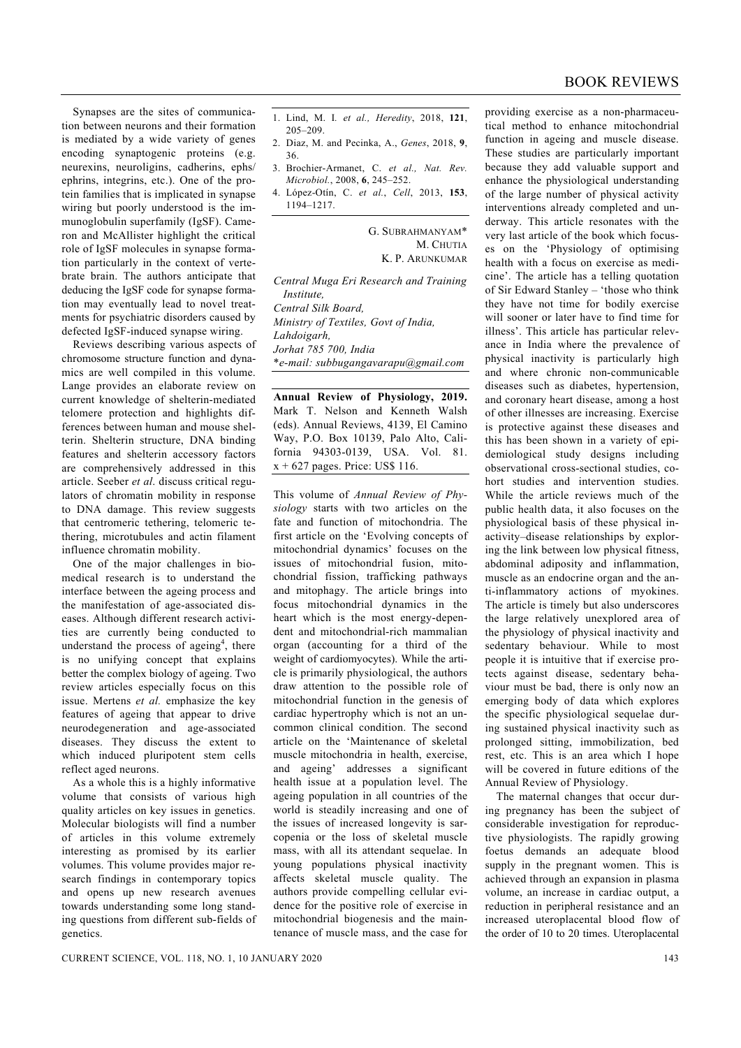Synapses are the sites of communication between neurons and their formation is mediated by a wide variety of genes encoding synaptogenic proteins (e.g. neurexins, neuroligins, cadherins, ephs/ephrins, integrins, etc.). One of the protein families that is implicated in synapse wiring but poorly understood is the immunoglobulin superfamily (IgSF). Cameron and McAllister highlight the critical role of IgSF molecules in synapse formation particularly in the context of vertebrate brain. The authors anticipate that deducing the IgSF code for synapse formation may eventually lead to novel treatments for psychiatric disorders caused by defected IgSF-induced synapse wiring.

Reviews describing various aspects of chromosome structure function and dynamics are well compiled in this volume. Lange provides an elaborate review on current knowledge of shelterin-mediated telomere protection and highlights differences between human and mouse shelterin. Shelterin structure, DNA binding features and shelterin accessory factors are comprehensively addressed in this article. Seeber *et al*. discuss critical regulators of chromatin mobility in response to DNA damage. This review suggests that centromeric tethering, telomeric tethering, microtubules and actin filament influence chromatin mobility.

One of the major challenges in biomedical research is to understand the interface between the ageing process and the manifestation of age-associated diseases. Although different research activities are currently being conducted to understand the process of ageing[4], there is no unifying concept that explains better the complex biology of ageing. Two review articles especially focus on this issue. Mertens *et al.* emphasize the key features of ageing that appear to drive neurodegeneration and age-associated diseases. They discuss the extent to which induced pluripotent stem cells reflect aged neurons.

As a whole this is a highly informative volume that consists of various high quality articles on key issues in genetics. Molecular biologists will find a number of articles in this volume extremely interesting as promised by its earlier volumes. This volume provides major research findings in contemporary topics and opens up new research avenues towards understanding some long standing questions from different sub-fields of genetics.

1. Lind, M. I. *et al., Heredity*, 2018, **121**, 205–209.
2. Diaz, M. and Pecinka, A., *Genes*, 2018, **9**, 36.
3. Brochier-Armanet, C. *et al., Nat. Rev. Microbiol.*, 2008, **6**, 245–252.
4. López-Otín, C. *et al.*, *Cell*, 2013, **153**, 1194–1217.

G. SUBRAHMANYAM*
M. CHUTIA
K. P. ARUNKUMAR

*Central Muga Eri Research and Training Institute,*
*Central Silk Board,*
*Ministry of Textiles, Govt of India,*
*Lahdoigarh,*
*Jorhat 785 700, India*
*\*e-mail: subbugangavarapu@gmail.com*

**Annual Review of Physiology, 2019.** Mark T. Nelson and Kenneth Walsh (eds). Annual Reviews, 4139, El Camino Way, P.O. Box 10139, Palo Alto, California 94303-0139, USA. Vol. 81. x + 627 pages. Price: US$ 116.

This volume of *Annual Review of Physiology* starts with two articles on the fate and function of mitochondria. The first article on the 'Evolving concepts of mitochondrial dynamics' focuses on the issues of mitochondrial fusion, mitochondrial fission, trafficking pathways and mitophagy. The article brings into focus mitochondrial dynamics in the heart which is the most energy-dependent and mitochondrial-rich mammalian organ (accounting for a third of the weight of cardiomyocytes). While the article is primarily physiological, the authors draw attention to the possible role of mitochondrial function in the genesis of cardiac hypertrophy which is not an uncommon clinical condition. The second article on the 'Maintenance of skeletal muscle mitochondria in health, exercise, and ageing' addresses a significant health issue at a population level. The ageing population in all countries of the world is steadily increasing and one of the issues of increased longevity is sarcopenia or the loss of skeletal muscle mass, with all its attendant sequelae. In young populations physical inactivity affects skeletal muscle quality. The authors provide compelling cellular evidence for the positive role of exercise in mitochondrial biogenesis and the maintenance of muscle mass, and the case for providing exercise as a non-pharmaceutical method to enhance mitochondrial function in ageing and muscle disease. These studies are particularly important because they add valuable support and enhance the physiological understanding of the large number of physical activity interventions already completed and underway. This article resonates with the very last article of the book which focuses on the 'Physiology of optimising health with a focus on exercise as medicine'. The article has a telling quotation of Sir Edward Stanley – 'those who think they have not time for bodily exercise will sooner or later have to find time for illness'. This article has particular relevance in India where the prevalence of physical inactivity is particularly high and where chronic non-communicable diseases such as diabetes, hypertension, and coronary heart disease, among a host of other illnesses are increasing. Exercise is protective against these diseases and this has been shown in a variety of epidemiological study designs including observational cross-sectional studies, cohort studies and intervention studies. While the article reviews much of the public health data, it also focuses on the physiological basis of these physical inactivity–disease relationships by exploring the link between low physical fitness, abdominal adiposity and inflammation, muscle as an endocrine organ and the anti-inflammatory actions of myokines. The article is timely but also underscores the large relatively unexplored area of the physiology of physical inactivity and sedentary behaviour. While to most people it is intuitive that if exercise protects against disease, sedentary behaviour must be bad, there is only now an emerging body of data which explores the specific physiological sequelae during sustained physical inactivity such as prolonged sitting, immobilization, bed rest, etc. This is an area which I hope will be covered in future editions of the Annual Review of Physiology.

The maternal changes that occur during pregnancy has been the subject of considerable investigation for reproductive physiologists. The rapidly growing foetus demands an adequate blood supply in the pregnant women. This is achieved through an expansion in plasma volume, an increase in cardiac output, a reduction in peripheral resistance and an increased uteroplacental blood flow of the order of 10 to 20 times. Uteroplacental